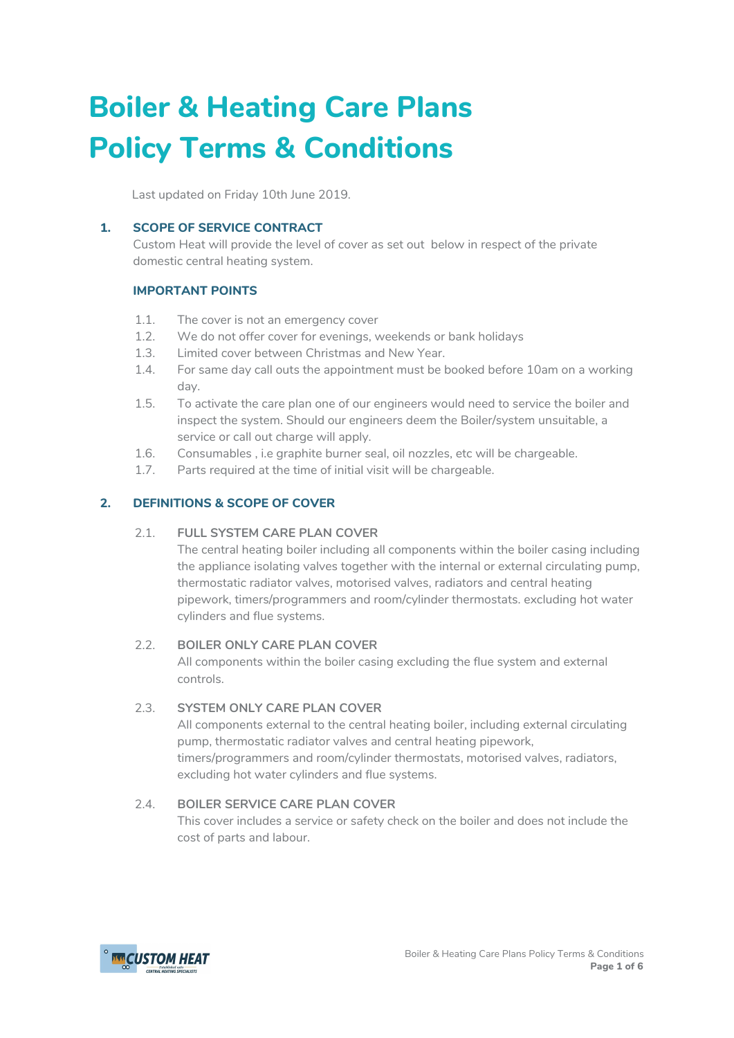# Boiler & Heating Care Plans Policy Terms & Conditions

Last updated on Friday 10th June 2019.

## 1. SCOPE OF SERVICE CONTRACT

Custom Heat will provide the level of cover as set out below in respect of the private domestic central heating system.

### IMPORTANT POINTS

1.1. The cover is not an emergency cover

1.2. We do not offer cover for evenings, weekends or bank holidays

1.3. Limited cover between Christmas and New Year.

1.4. For same day call outs the appointment must be booked before 10am on a working day.

1.5. To activate the care plan one of our engineers would need to service the boiler and inspect the system. Should our engineers deem the Boiler/system unsuitable, a service or call out charge will apply.

1.6. Consumables , i.e graphite burner seal, oil nozzles, etc will be chargeable.

1.7. Parts required at the time of initial visit will be chargeable.

## 2. DEFINITIONS & SCOPE OF COVER

2.1. FULL SYSTEM CARE PLAN COVER

The central heating boiler including all components within the boiler casing including the appliance isolating valves together with the internal or external circulating pump, thermostatic radiator valves, motorised valves, radiators and central heating pipework, timers/programmers and room/cylinder thermostats. excluding hot water cylinders and flue systems.

2.2. BOILER ONLY CARE PLAN COVER

All components within the boiler casing excluding the flue system and external controls.

2.3. SYSTEM ONLY CARE PLAN COVER

All components external to the central heating boiler, including external circulating pump, thermostatic radiator valves and central heating pipework, timers/programmers and room/cylinder thermostats, motorised valves, radiators, excluding hot water cylinders and flue systems.

2.4. BOILER SERVICE CARE PLAN COVER

This cover includes a service or safety check on the boiler and does not include the cost of parts and labour.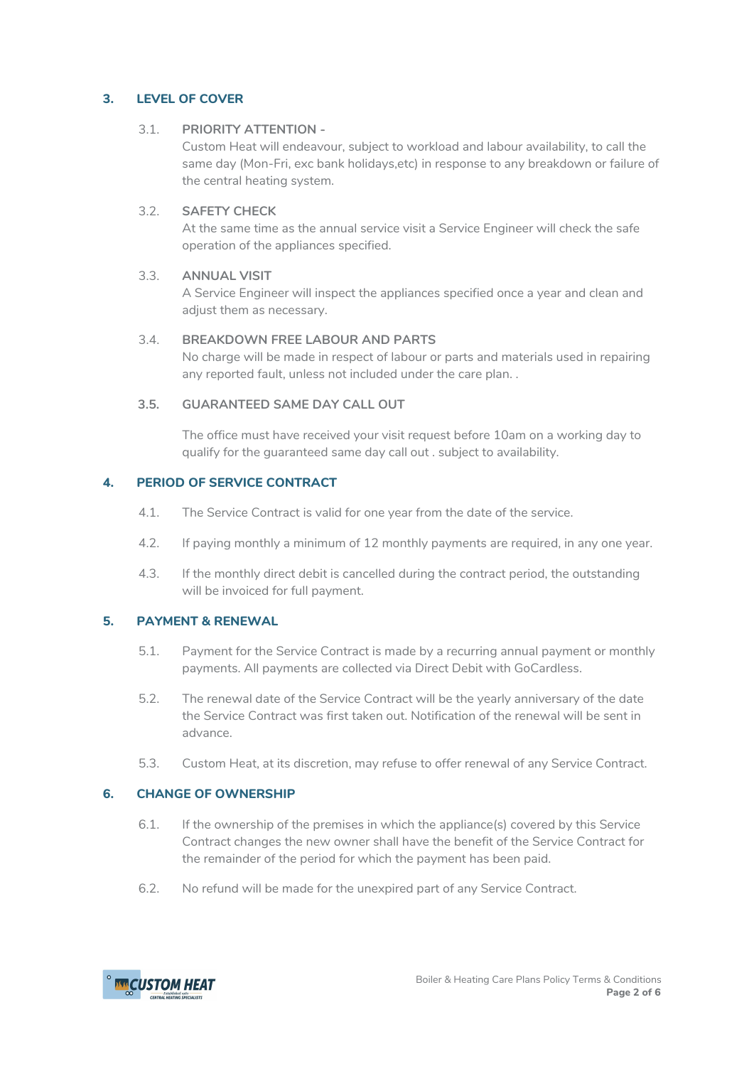## 3. LEVEL OF COVER

3.1. **PRIORITY ATTENTION -**
Custom Heat will endeavour, subject to workload and labour availability, to call the same day (Mon-Fri, exc bank holidays,etc) in response to any breakdown or failure of the central heating system.

3.2. **SAFETY CHECK**
At the same time as the annual service visit a Service Engineer will check the safe operation of the appliances specified.

3.3. **ANNUAL VISIT**
A Service Engineer will inspect the appliances specified once a year and clean and adjust them as necessary.

3.4. **BREAKDOWN FREE LABOUR AND PARTS**
No charge will be made in respect of labour or parts and materials used in repairing any reported fault, unless not included under the care plan. .

3.5. **GUARANTEED SAME DAY CALL OUT**

The office must have received your visit request before 10am on a working day to qualify for the guaranteed same day call out . subject to availability.

## 4. PERIOD OF SERVICE CONTRACT

4.1. The Service Contract is valid for one year from the date of the service.

4.2. If paying monthly a minimum of 12 monthly payments are required, in any one year.

4.3. If the monthly direct debit is cancelled during the contract period, the outstanding will be invoiced for full payment.

## 5. PAYMENT & RENEWAL

5.1. Payment for the Service Contract is made by a recurring annual payment or monthly payments. All payments are collected via Direct Debit with GoCardless.

5.2. The renewal date of the Service Contract will be the yearly anniversary of the date the Service Contract was first taken out. Notification of the renewal will be sent in advance.

5.3. Custom Heat, at its discretion, may refuse to offer renewal of any Service Contract.

## 6. CHANGE OF OWNERSHIP

6.1. If the ownership of the premises in which the appliance(s) covered by this Service Contract changes the new owner shall have the benefit of the Service Contract for the remainder of the period for which the payment has been paid.

6.2. No refund will be made for the unexpired part of any Service Contract.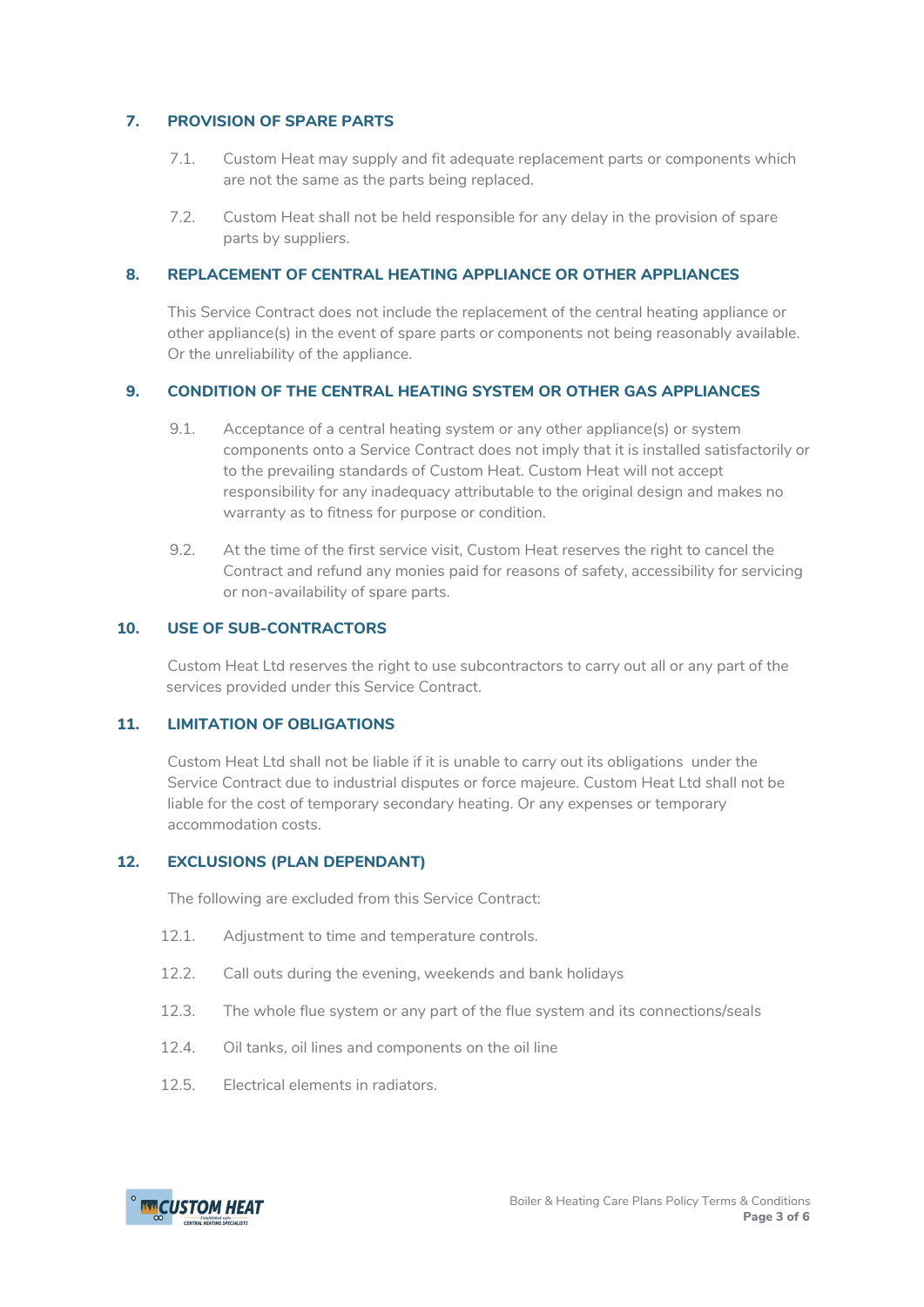## 7. PROVISION OF SPARE PARTS

7.1. Custom Heat may supply and fit adequate replacement parts or components which are not the same as the parts being replaced.

7.2. Custom Heat shall not be held responsible for any delay in the provision of spare parts by suppliers.

## 8. REPLACEMENT OF CENTRAL HEATING APPLIANCE OR OTHER APPLIANCES

This Service Contract does not include the replacement of the central heating appliance or other appliance(s) in the event of spare parts or components not being reasonably available. Or the unreliability of the appliance.

## 9. CONDITION OF THE CENTRAL HEATING SYSTEM OR OTHER GAS APPLIANCES

9.1. Acceptance of a central heating system or any other appliance(s) or system components onto a Service Contract does not imply that it is installed satisfactorily or to the prevailing standards of Custom Heat. Custom Heat will not accept responsibility for any inadequacy attributable to the original design and makes no warranty as to fitness for purpose or condition.

9.2. At the time of the first service visit, Custom Heat reserves the right to cancel the Contract and refund any monies paid for reasons of safety, accessibility for servicing or non-availability of spare parts.

## 10. USE OF SUB-CONTRACTORS

Custom Heat Ltd reserves the right to use subcontractors to carry out all or any part of the services provided under this Service Contract.

## 11. LIMITATION OF OBLIGATIONS

Custom Heat Ltd shall not be liable if it is unable to carry out its obligations under the Service Contract due to industrial disputes or force majeure. Custom Heat Ltd shall not be liable for the cost of temporary secondary heating. Or any expenses or temporary accommodation costs.

## 12. EXCLUSIONS (PLAN DEPENDANT)

The following are excluded from this Service Contract:

12.1. Adjustment to time and temperature controls.

12.2. Call outs during the evening, weekends and bank holidays

12.3. The whole flue system or any part of the flue system and its connections/seals

12.4. Oil tanks, oil lines and components on the oil line

12.5. Electrical elements in radiators.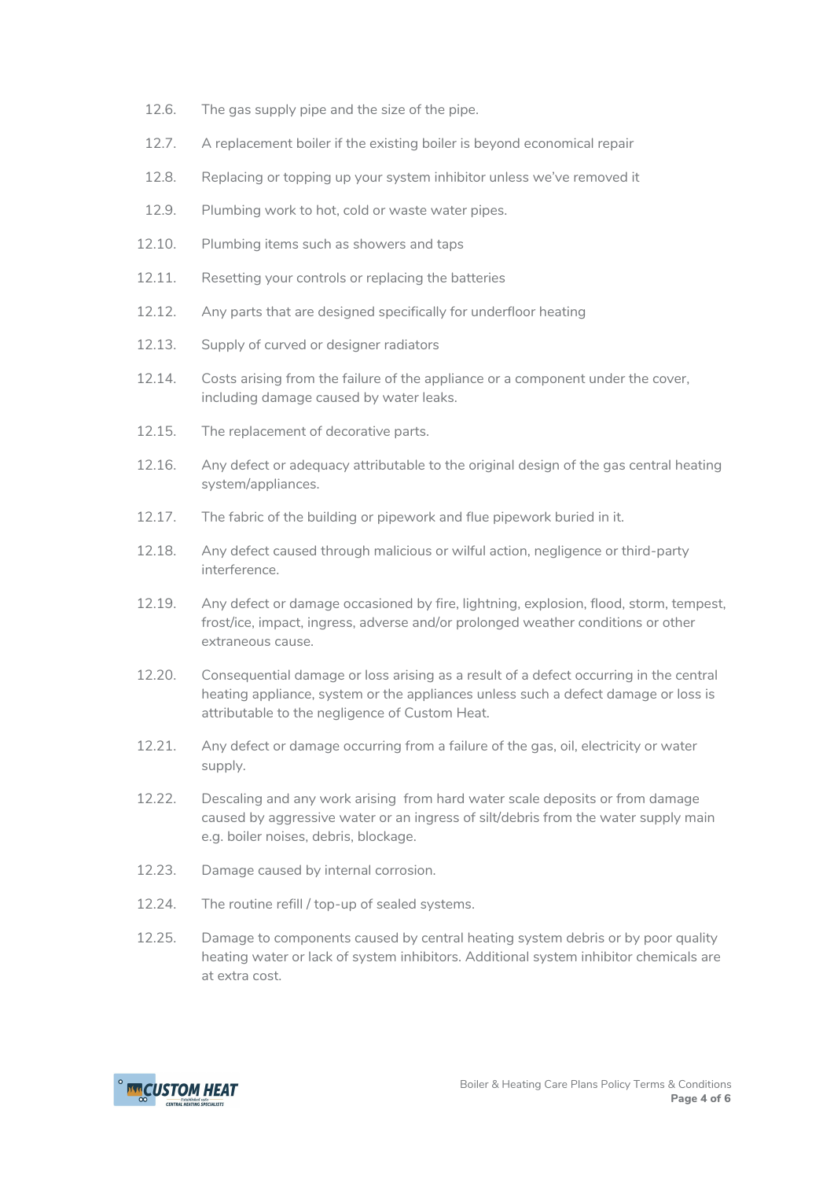12.6. The gas supply pipe and the size of the pipe.

12.7. A replacement boiler if the existing boiler is beyond economical repair

12.8. Replacing or topping up your system inhibitor unless we've removed it

12.9. Plumbing work to hot, cold or waste water pipes.

12.10. Plumbing items such as showers and taps

12.11. Resetting your controls or replacing the batteries

12.12. Any parts that are designed specifically for underfloor heating

12.13. Supply of curved or designer radiators

12.14. Costs arising from the failure of the appliance or a component under the cover, including damage caused by water leaks.

12.15. The replacement of decorative parts.

12.16. Any defect or adequacy attributable to the original design of the gas central heating system/appliances.

12.17. The fabric of the building or pipework and flue pipework buried in it.

12.18. Any defect caused through malicious or wilful action, negligence or third-party interference.

12.19. Any defect or damage occasioned by fire, lightning, explosion, flood, storm, tempest, frost/ice, impact, ingress, adverse and/or prolonged weather conditions or other extraneous cause.

12.20. Consequential damage or loss arising as a result of a defect occurring in the central heating appliance, system or the appliances unless such a defect damage or loss is attributable to the negligence of Custom Heat.

12.21. Any defect or damage occurring from a failure of the gas, oil, electricity or water supply.

12.22. Descaling and any work arising from hard water scale deposits or from damage caused by aggressive water or an ingress of silt/debris from the water supply main e.g. boiler noises, debris, blockage.

12.23. Damage caused by internal corrosion.

12.24. The routine refill / top-up of sealed systems.

12.25. Damage to components caused by central heating system debris or by poor quality heating water or lack of system inhibitors. Additional system inhibitor chemicals are at extra cost.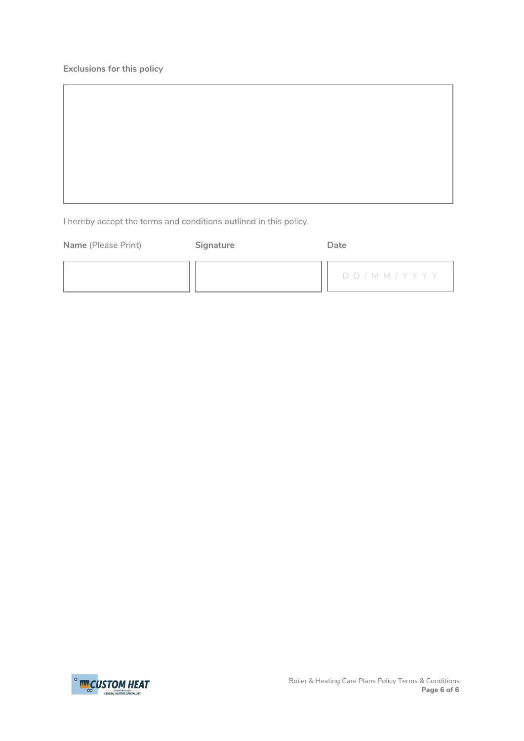**Exclusions for this policy**

I hereby accept the terms and conditions outlined in this policy.

| **Name** (Please Print) | **Signature** | **Date** |
| --- | --- | --- |
| | | DD/MM/YYYY |